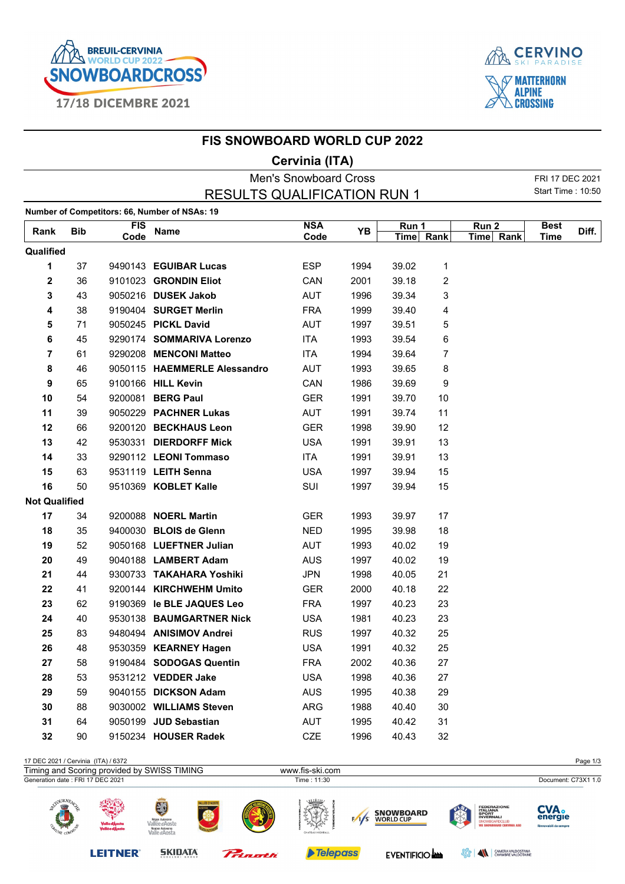# FIS SNOWBOARD WORLD CUP 2022

## Cervinia (ITA)

Men's Snowboard Cross

RESULTS QUALIFICATION RUN 1

FRI 17 DEC 2021
Start Time : 10:50

**Number of Competitors: 66, Number of NSAs: 19**

| Rank | Bib | FIS Code | Name | NSA Code | YB | Run 1 | | Run 2 | | Best Time | Diff. |
|---|---|---|---|---|---|---|---|---|---|---|---|
| | | | | | | Time | Rank | Time | Rank | | |
| **Qualified** | | | | | | | | | | | |
| **1** | 37 | 9490143 | **EGUIBAR Lucas** | ESP | 1994 | 39.02 | 1 | | | | |
| **2** | 36 | 9101023 | **GRONDIN Eliot** | CAN | 2001 | 39.18 | 2 | | | | |
| **3** | 43 | 9050216 | **DUSEK Jakob** | AUT | 1996 | 39.34 | 3 | | | | |
| **4** | 38 | 9190404 | **SURGET Merlin** | FRA | 1999 | 39.40 | 4 | | | | |
| **5** | 71 | 9050245 | **PICKL David** | AUT | 1997 | 39.51 | 5 | | | | |
| **6** | 45 | 9290174 | **SOMMARIVA Lorenzo** | ITA | 1993 | 39.54 | 6 | | | | |
| **7** | 61 | 9290208 | **MENCONI Matteo** | ITA | 1994 | 39.64 | 7 | | | | |
| **8** | 46 | 9050115 | **HAEMMERLE Alessandro** | AUT | 1993 | 39.65 | 8 | | | | |
| **9** | 65 | 9100166 | **HILL Kevin** | CAN | 1986 | 39.69 | 9 | | | | |
| **10** | 54 | 9200081 | **BERG Paul** | GER | 1991 | 39.70 | 10 | | | | |
| **11** | 39 | 9050229 | **PACHNER Lukas** | AUT | 1991 | 39.74 | 11 | | | | |
| **12** | 66 | 9200120 | **BECKHAUS Leon** | GER | 1998 | 39.90 | 12 | | | | |
| **13** | 42 | 9530331 | **DIERDORFF Mick** | USA | 1991 | 39.91 | 13 | | | | |
| **14** | 33 | 9290112 | **LEONI Tommaso** | ITA | 1991 | 39.91 | 13 | | | | |
| **15** | 63 | 9531119 | **LEITH Senna** | USA | 1997 | 39.94 | 15 | | | | |
| **16** | 50 | 9510369 | **KOBLET Kalle** | SUI | 1997 | 39.94 | 15 | | | | |
| **Not Qualified** | | | | | | | | | | | |
| **17** | 34 | 9200088 | **NOERL Martin** | GER | 1993 | 39.97 | 17 | | | | |
| **18** | 35 | 9400030 | **BLOIS de Glenn** | NED | 1995 | 39.98 | 18 | | | | |
| **19** | 52 | 9050168 | **LUEFTNER Julian** | AUT | 1993 | 40.02 | 19 | | | | |
| **20** | 49 | 9040188 | **LAMBERT Adam** | AUS | 1997 | 40.02 | 19 | | | | |
| **21** | 44 | 9300733 | **TAKAHARA Yoshiki** | JPN | 1998 | 40.05 | 21 | | | | |
| **22** | 41 | 9200144 | **KIRCHWEHM Umito** | GER | 2000 | 40.18 | 22 | | | | |
| **23** | 62 | 9190369 | **le BLE JAQUES Leo** | FRA | 1997 | 40.23 | 23 | | | | |
| **24** | 40 | 9530138 | **BAUMGARTNER Nick** | USA | 1981 | 40.23 | 23 | | | | |
| **25** | 83 | 9480494 | **ANISIMOV Andrei** | RUS | 1997 | 40.32 | 25 | | | | |
| **26** | 48 | 9530359 | **KEARNEY Hagen** | USA | 1991 | 40.32 | 25 | | | | |
| **27** | 58 | 9190484 | **SODOGAS Quentin** | FRA | 2002 | 40.36 | 27 | | | | |
| **28** | 53 | 9531212 | **VEDDER Jake** | USA | 1998 | 40.36 | 27 | | | | |
| **29** | 59 | 9040155 | **DICKSON Adam** | AUS | 1995 | 40.38 | 29 | | | | |
| **30** | 88 | 9030002 | **WILLIAMS Steven** | ARG | 1988 | 40.40 | 30 | | | | |
| **31** | 64 | 9050199 | **JUD Sebastian** | AUT | 1995 | 40.42 | 31 | | | | |
| **32** | 90 | 9150234 | **HOUSER Radek** | CZE | 1996 | 40.43 | 32 | | | | |

17 DEC 2021 / Cervinia (ITA) / 6372
Timing and Scoring provided by SWISS TIMING — www.fis-ski.com
Generation date : FRI 17 DEC 2021 — Time : 11:30 — Document: C73X1 1.0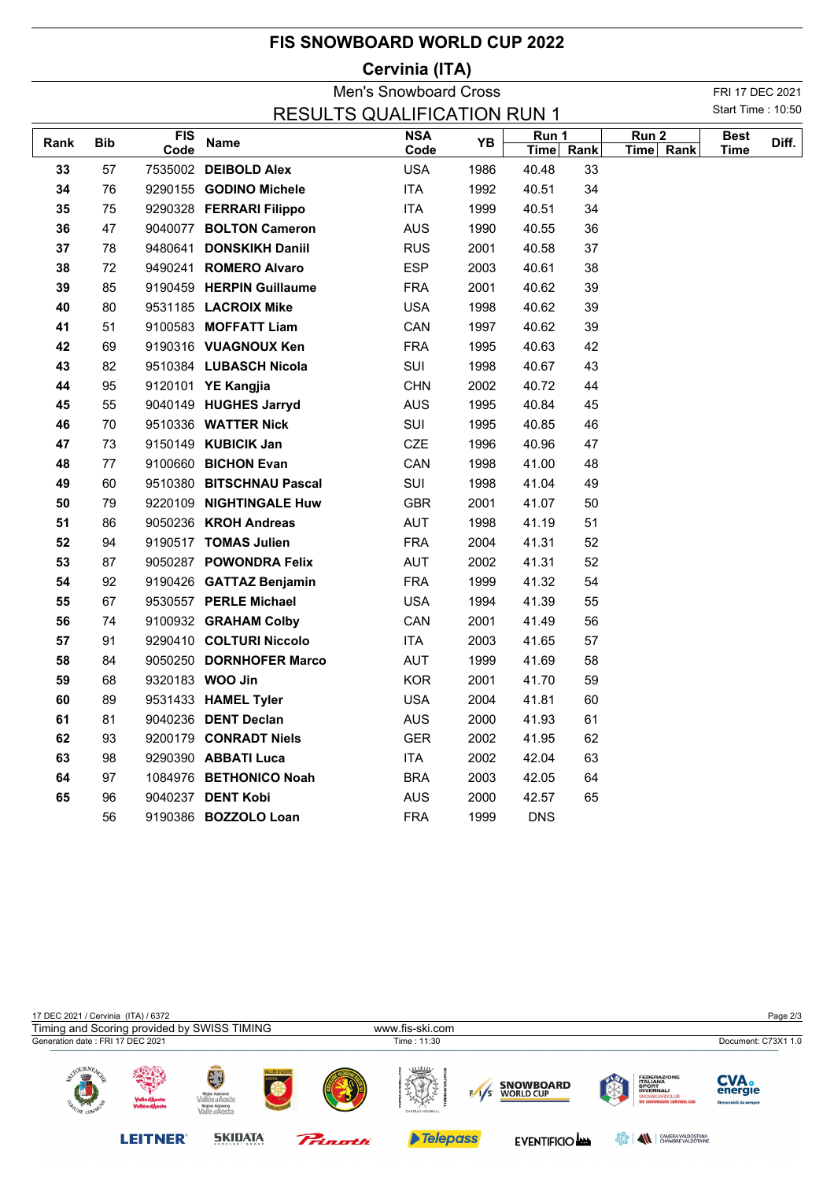# FIS SNOWBOARD WORLD CUP 2022

## Cervinia (ITA)

### Men's Snowboard Cross

### RESULTS QUALIFICATION RUN 1

FRI 17 DEC 2021
Start Time : 10:50

| Rank | Bib | FIS Code | Name | NSA Code | YB | Run 1 | | Run 2 | | Best Time | Diff. |
|---|---|---|---|---|---|---|---|---|---|---|---|
| | | | | | | Time | Rank | Time | Rank | | |
| **33** | 57 | 7535002 | **DEIBOLD Alex** | USA | 1986 | 40.48 | 33 | | | | |
| **34** | 76 | 9290155 | **GODINO Michele** | ITA | 1992 | 40.51 | 34 | | | | |
| **35** | 75 | 9290328 | **FERRARI Filippo** | ITA | 1999 | 40.51 | 34 | | | | |
| **36** | 47 | 9040077 | **BOLTON Cameron** | AUS | 1990 | 40.55 | 36 | | | | |
| **37** | 78 | 9480641 | **DONSKIKH Daniil** | RUS | 2001 | 40.58 | 37 | | | | |
| **38** | 72 | 9490241 | **ROMERO Alvaro** | ESP | 2003 | 40.61 | 38 | | | | |
| **39** | 85 | 9190459 | **HERPIN Guillaume** | FRA | 2001 | 40.62 | 39 | | | | |
| **40** | 80 | 9531185 | **LACROIX Mike** | USA | 1998 | 40.62 | 39 | | | | |
| **41** | 51 | 9100583 | **MOFFATT Liam** | CAN | 1997 | 40.62 | 39 | | | | |
| **42** | 69 | 9190316 | **VUAGNOUX Ken** | FRA | 1995 | 40.63 | 42 | | | | |
| **43** | 82 | 9510384 | **LUBASCH Nicola** | SUI | 1998 | 40.67 | 43 | | | | |
| **44** | 95 | 9120101 | **YE Kangjia** | CHN | 2002 | 40.72 | 44 | | | | |
| **45** | 55 | 9040149 | **HUGHES Jarryd** | AUS | 1995 | 40.84 | 45 | | | | |
| **46** | 70 | 9510336 | **WATTER Nick** | SUI | 1995 | 40.85 | 46 | | | | |
| **47** | 73 | 9150149 | **KUBICIK Jan** | CZE | 1996 | 40.96 | 47 | | | | |
| **48** | 77 | 9100660 | **BICHON Evan** | CAN | 1998 | 41.00 | 48 | | | | |
| **49** | 60 | 9510380 | **BITSCHNAU Pascal** | SUI | 1998 | 41.04 | 49 | | | | |
| **50** | 79 | 9220109 | **NIGHTINGALE Huw** | GBR | 2001 | 41.07 | 50 | | | | |
| **51** | 86 | 9050236 | **KROH Andreas** | AUT | 1998 | 41.19 | 51 | | | | |
| **52** | 94 | 9190517 | **TOMAS Julien** | FRA | 2004 | 41.31 | 52 | | | | |
| **53** | 87 | 9050287 | **POWONDRA Felix** | AUT | 2002 | 41.31 | 52 | | | | |
| **54** | 92 | 9190426 | **GATTAZ Benjamin** | FRA | 1999 | 41.32 | 54 | | | | |
| **55** | 67 | 9530557 | **PERLE Michael** | USA | 1994 | 41.39 | 55 | | | | |
| **56** | 74 | 9100932 | **GRAHAM Colby** | CAN | 2001 | 41.49 | 56 | | | | |
| **57** | 91 | 9290410 | **COLTURI Niccolo** | ITA | 2003 | 41.65 | 57 | | | | |
| **58** | 84 | 9050250 | **DORNHOFER Marco** | AUT | 1999 | 41.69 | 58 | | | | |
| **59** | 68 | 9320183 | **WOO Jin** | KOR | 2001 | 41.70 | 59 | | | | |
| **60** | 89 | 9531433 | **HAMEL Tyler** | USA | 2004 | 41.81 | 60 | | | | |
| **61** | 81 | 9040236 | **DENT Declan** | AUS | 2000 | 41.93 | 61 | | | | |
| **62** | 93 | 9200179 | **CONRADT Niels** | GER | 2002 | 41.95 | 62 | | | | |
| **63** | 98 | 9290390 | **ABBATI Luca** | ITA | 2002 | 42.04 | 63 | | | | |
| **64** | 97 | 1084976 | **BETHONICO Noah** | BRA | 2003 | 42.05 | 64 | | | | |
| **65** | 96 | 9040237 | **DENT Kobi** | AUS | 2000 | 42.57 | 65 | | | | |
| | 56 | 9190386 | **BOZZOLO Loan** | FRA | 1999 | DNS | | | | | |

17 DEC 2021 / Cervinia (ITA) / 6372
Timing and Scoring provided by SWISS TIMING — www.fis-ski.com
Generation date : FRI 17 DEC 2021 — Time : 11:30 — Document: C73X1 1.0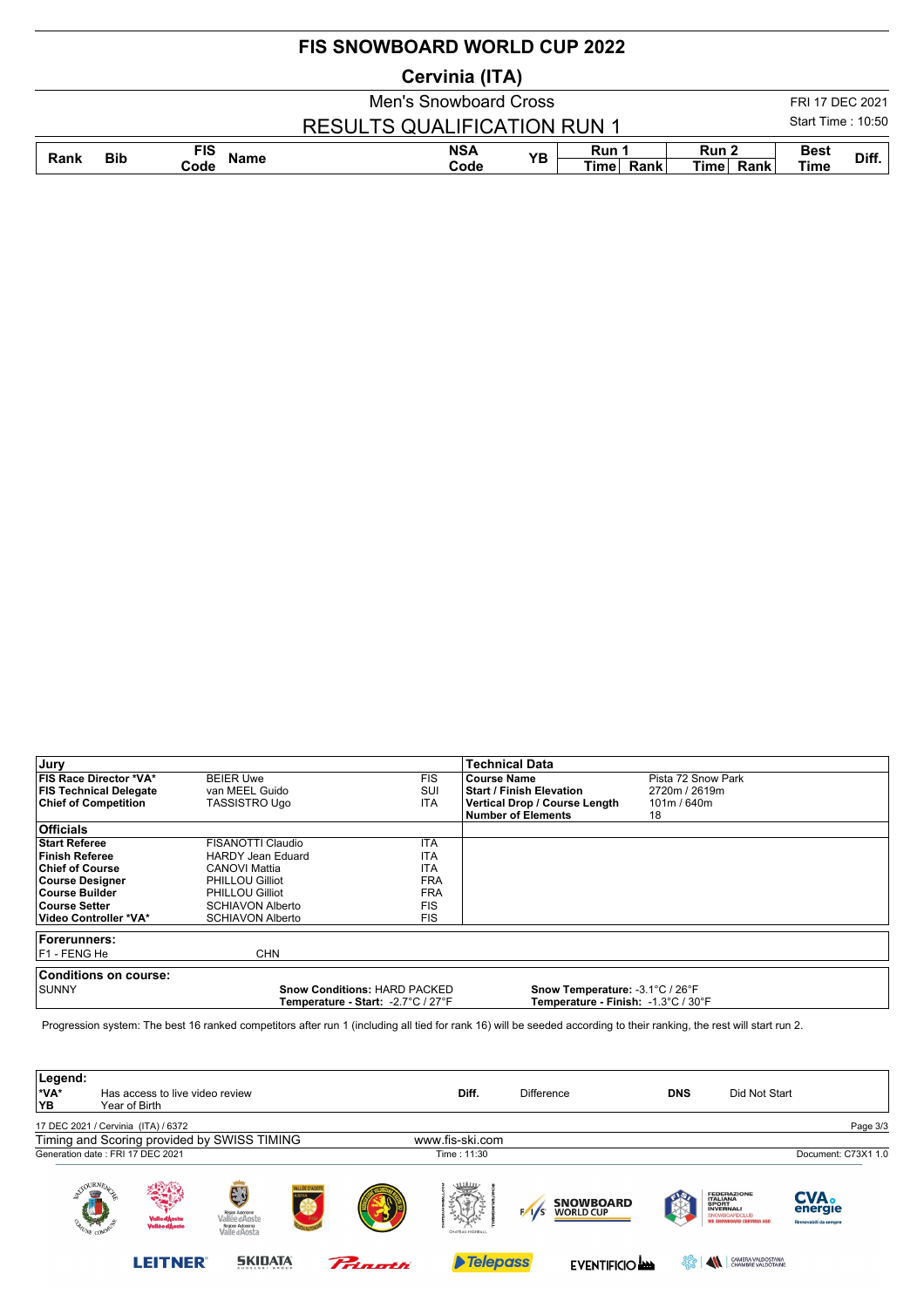# FIS SNOWBOARD WORLD CUP 2022

## Cervinia (ITA)

### Men's Snowboard Cross

### RESULTS QUALIFICATION RUN 1

FRI 17 DEC 2021

Start Time : 10:50

| Rank | Bib | FIS Code | Name | NSA Code | YB | Run 1 Time | Run 1 Rank | Run 2 Time | Run 2 Rank | Best Time | Diff. |
|---|---|---|---|---|---|---|---|---|---|---|---|

| Jury | | |
|---|---|---|
| FIS Race Director *VA* | BEIER Uwe | FIS |
| FIS Technical Delegate | van MEEL Guido | SUI |
| Chief of Competition | TASSISTRO Ugo | ITA |

| Technical Data | |
|---|---|
| Course Name | Pista 72 Snow Park |
| Start / Finish Elevation | 2720m / 2619m |
| Vertical Drop / Course Length | 101m / 640m |
| Number of Elements | 18 |

| Officials | | |
|---|---|---|
| Start Referee | FISANOTTI Claudio | ITA |
| Finish Referee | HARDY Jean Eduard | ITA |
| Chief of Course | CANOVI Mattia | ITA |
| Course Designer | PHILLOU Gilliot | FRA |
| Course Builder | PHILLOU Gilliot | FRA |
| Course Setter | SCHIAVON Alberto | FIS |
| Video Controller *VA* | SCHIAVON Alberto | FIS |

| Forerunners: | |
|---|---|
| F1 - FENG He | CHN |

**Conditions on course:**

SUNNY

**Snow Conditions:** HARD PACKED

**Temperature - Start:** -2.7°C / 27°F

**Snow Temperature:** -3.1°C / 26°F

**Temperature - Finish:** -1.3°C / 30°F

Progression system: The best 16 ranked competitors after run 1 (including all tied for rank 16) will be seeded according to their ranking, the rest will start run 2.

| Legend: | | | | | |
|---|---|---|---|---|---|
| *VA* | Has access to live video review | Diff. | Difference | DNS | Did Not Start |
| YB | Year of Birth | | | | |

17 DEC 2021 / Cervinia (ITA) / 6372

Timing and Scoring provided by SWISS TIMING

www.fis-ski.com

Generation date : FRI 17 DEC 2021

Time : 11:30

Document: C73X1 1.0